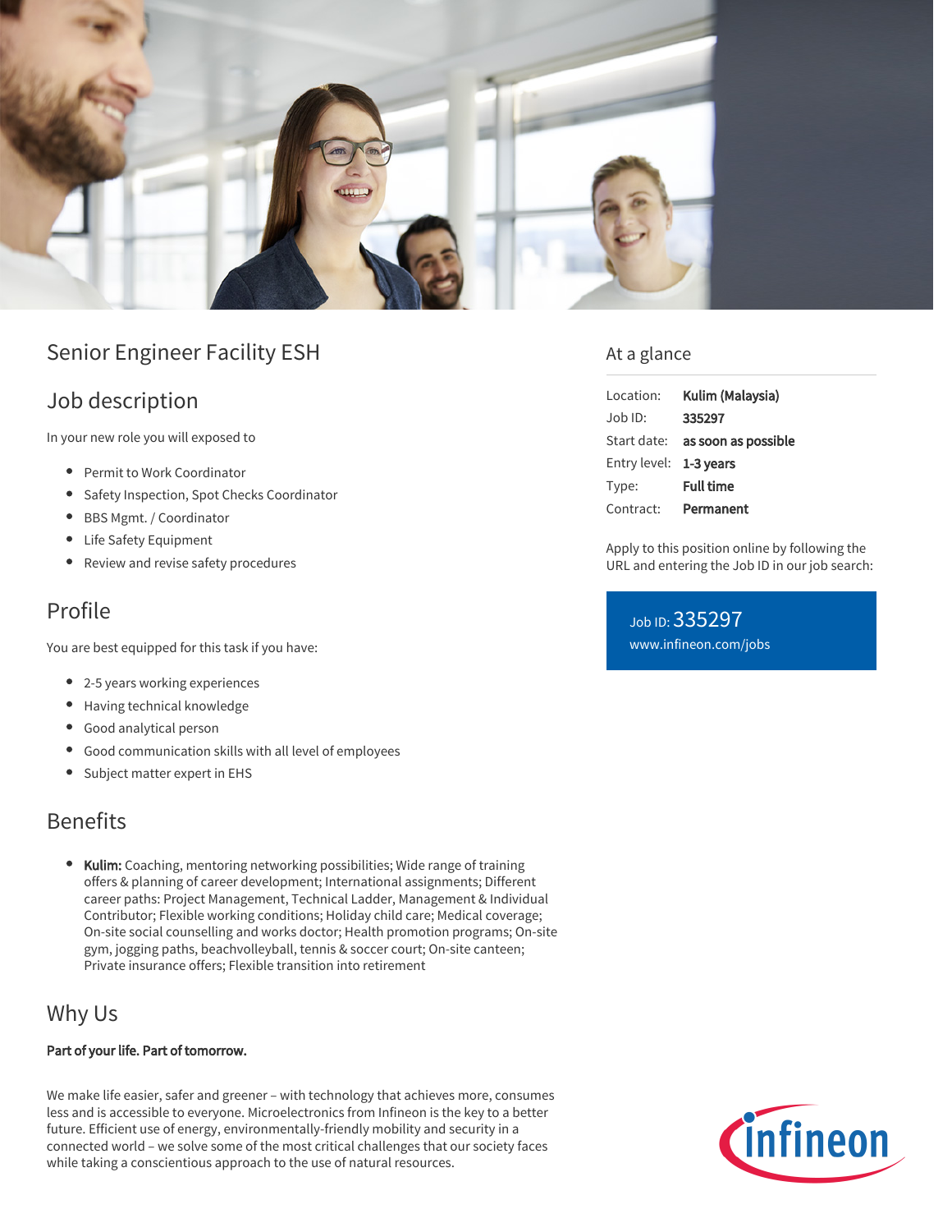# Senior Engineer Facility ESH

## Job description

In your new role you will exposed to

- Permit to Work Coordinator
- Safety Inspection, Spot Checks Coordinator
- BBS Mgmt. / Coordinator
- Life Safety Equipment
- Review and revise safety procedures

## Profile

You are best equipped for this task if you have:

- 2-5 years working experiences
- Having technical knowledge
- Good analytical person
- Good communication skills with all level of employees
- Subject matter expert in EHS

## Benefits

- **Kulim:** Coaching, mentoring networking possibilities; Wide range of training offers & planning of career development; International assignments; Different career paths: Project Management, Technical Ladder, Management & Individual Contributor; Flexible working conditions; Holiday child care; Medical coverage; On-site social counselling and works doctor; Health promotion programs; On-site gym, jogging paths, beachvolleyball, tennis & soccer court; On-site canteen; Private insurance offers; Flexible transition into retirement

## Why Us

**Part of your life. Part of tomorrow.**

We make life easier, safer and greener – with technology that achieves more, consumes less and is accessible to everyone. Microelectronics from Infineon is the key to a better future. Efficient use of energy, environmentally-friendly mobility and security in a connected world – we solve some of the most critical challenges that our society faces while taking a conscientious approach to the use of natural resources.

## At a glance

| | |
|---|---|
| Location: | **Kulim (Malaysia)** |
| Job ID: | **335297** |
| Start date: | **as soon as possible** |
| Entry level: | **1-3 years** |
| Type: | **Full time** |
| Contract: | **Permanent** |

Apply to this position online by following the URL and entering the Job ID in our job search:

Job ID: 335297
www.infineon.com/jobs